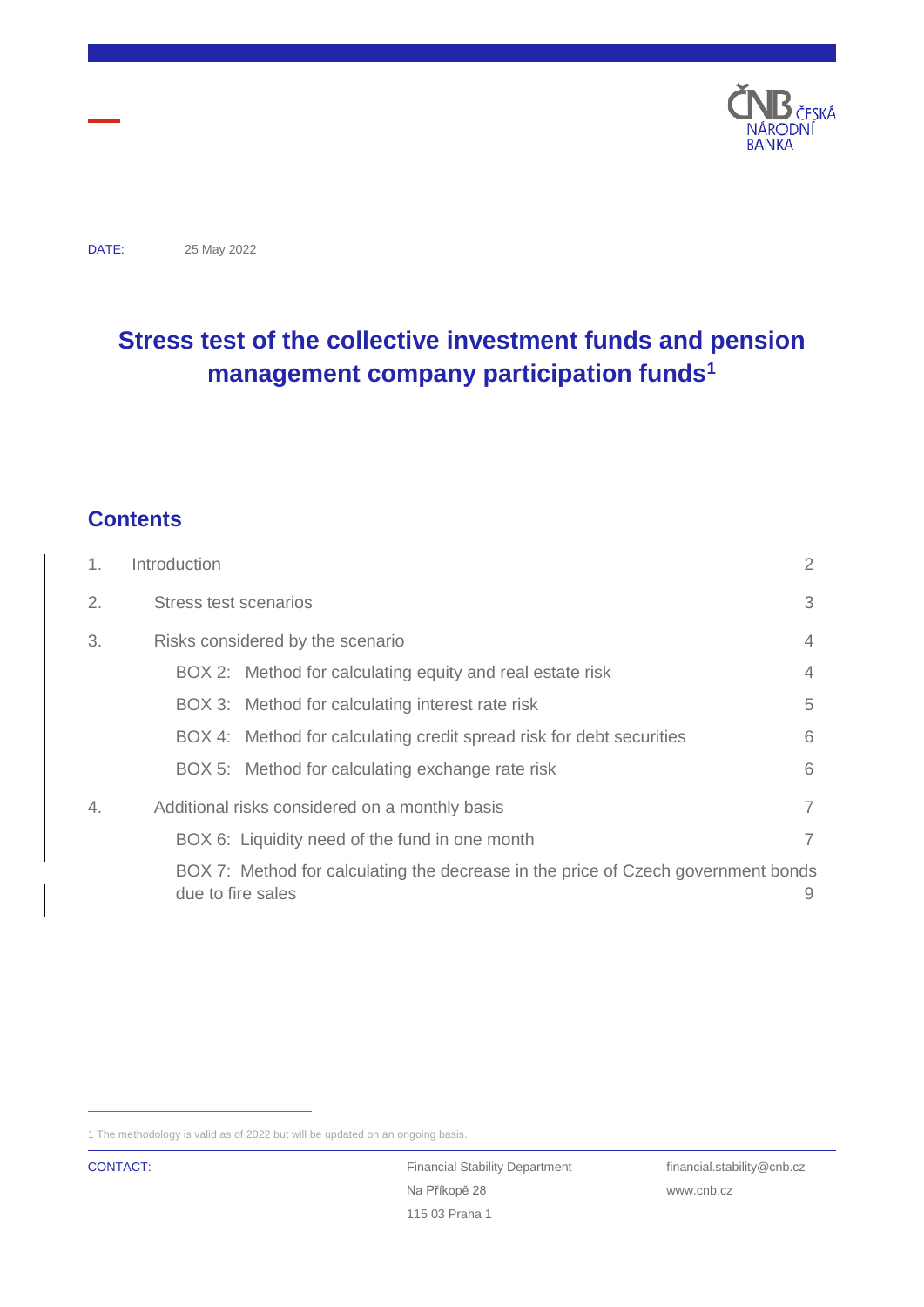DATE: 25 May 2022

# Stress test of the collective investment funds and pension management company participation funds[1]

## Contents

| | | |
|---|---|---|
| 1. | Introduction | 2 |
| 2. | Stress test scenarios | 3 |
| 3. | Risks considered by the scenario | 4 |
| | BOX 2: Method for calculating equity and real estate risk | 4 |
| | BOX 3: Method for calculating interest rate risk | 5 |
| | BOX 4: Method for calculating credit spread risk for debt securities | 6 |
| | BOX 5: Method for calculating exchange rate risk | 6 |
| 4. | Additional risks considered on a monthly basis | 7 |
| | BOX 6: Liquidity need of the fund in one month | 7 |
| | BOX 7: Method for calculating the decrease in the price of Czech government bonds due to fire sales | 9 |

1 The methodology is valid as of 2022 but will be updated on an ongoing basis.

CONTACT: Financial Stability Department, Na Příkopě 28, 115 03 Praha 1 — financial.stability@cnb.cz, www.cnb.cz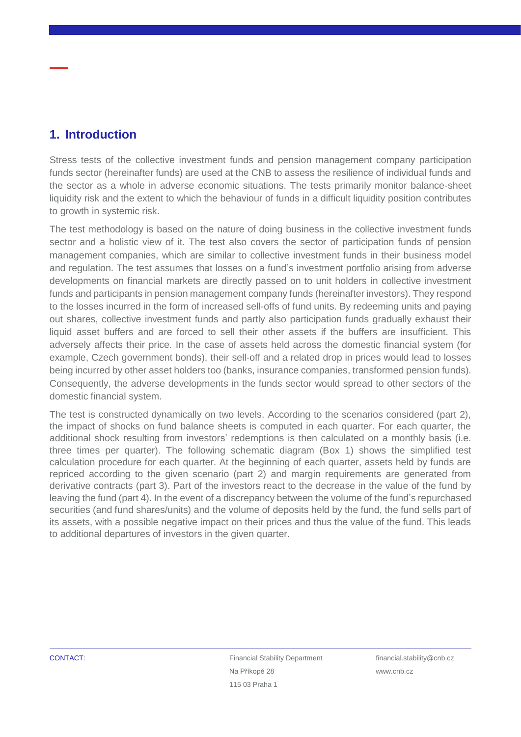## 1. Introduction

Stress tests of the collective investment funds and pension management company participation funds sector (hereinafter funds) are used at the CNB to assess the resilience of individual funds and the sector as a whole in adverse economic situations. The tests primarily monitor balance-sheet liquidity risk and the extent to which the behaviour of funds in a difficult liquidity position contributes to growth in systemic risk.

The test methodology is based on the nature of doing business in the collective investment funds sector and a holistic view of it. The test also covers the sector of participation funds of pension management companies, which are similar to collective investment funds in their business model and regulation. The test assumes that losses on a fund's investment portfolio arising from adverse developments on financial markets are directly passed on to unit holders in collective investment funds and participants in pension management company funds (hereinafter investors). They respond to the losses incurred in the form of increased sell-offs of fund units. By redeeming units and paying out shares, collective investment funds and partly also participation funds gradually exhaust their liquid asset buffers and are forced to sell their other assets if the buffers are insufficient. This adversely affects their price. In the case of assets held across the domestic financial system (for example, Czech government bonds), their sell-off and a related drop in prices would lead to losses being incurred by other asset holders too (banks, insurance companies, transformed pension funds). Consequently, the adverse developments in the funds sector would spread to other sectors of the domestic financial system.

The test is constructed dynamically on two levels. According to the scenarios considered (part 2), the impact of shocks on fund balance sheets is computed in each quarter. For each quarter, the additional shock resulting from investors' redemptions is then calculated on a monthly basis (i.e. three times per quarter). The following schematic diagram (Box 1) shows the simplified test calculation procedure for each quarter. At the beginning of each quarter, assets held by funds are repriced according to the given scenario (part 2) and margin requirements are generated from derivative contracts (part 3). Part of the investors react to the decrease in the value of the fund by leaving the fund (part 4). In the event of a discrepancy between the volume of the fund's repurchased securities (and fund shares/units) and the volume of deposits held by the fund, the fund sells part of its assets, with a possible negative impact on their prices and thus the value of the fund. This leads to additional departures of investors in the given quarter.

CONTACT: Financial Stability Department, Na Příkopě 28, 115 03 Praha 1, financial.stability@cnb.cz, www.cnb.cz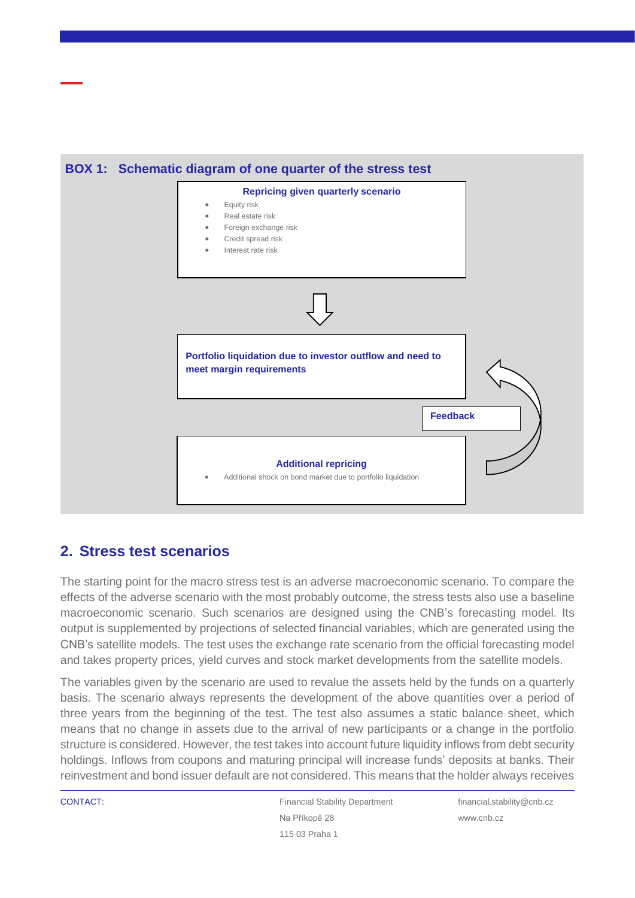**BOX 1: Schematic diagram of one quarter of the stress test**

**Repricing given quarterly scenario**

- Equity risk
- Real estate risk
- Foreign exchange risk
- Credit spread risk
- Interest rate risk

⇩

**Portfolio liquidation due to investor outflow and need to meet margin requirements**

**Feedback**

**Additional repricing**

- Additional shock on bond market due to portfolio liquidation

## 2. Stress test scenarios

The starting point for the macro stress test is an adverse macroeconomic scenario. To compare the effects of the adverse scenario with the most probably outcome, the stress tests also use a baseline macroeconomic scenario. Such scenarios are designed using the CNB's forecasting model. Its output is supplemented by projections of selected financial variables, which are generated using the CNB's satellite models. The test uses the exchange rate scenario from the official forecasting model and takes property prices, yield curves and stock market developments from the satellite models.

The variables given by the scenario are used to revalue the assets held by the funds on a quarterly basis. The scenario always represents the development of the above quantities over a period of three years from the beginning of the test. The test also assumes a static balance sheet, which means that no change in assets due to the arrival of new participants or a change in the portfolio structure is considered. However, the test takes into account future liquidity inflows from debt security holdings. Inflows from coupons and maturing principal will increase funds' deposits at banks. Their reinvestment and bond issuer default are not considered. This means that the holder always receives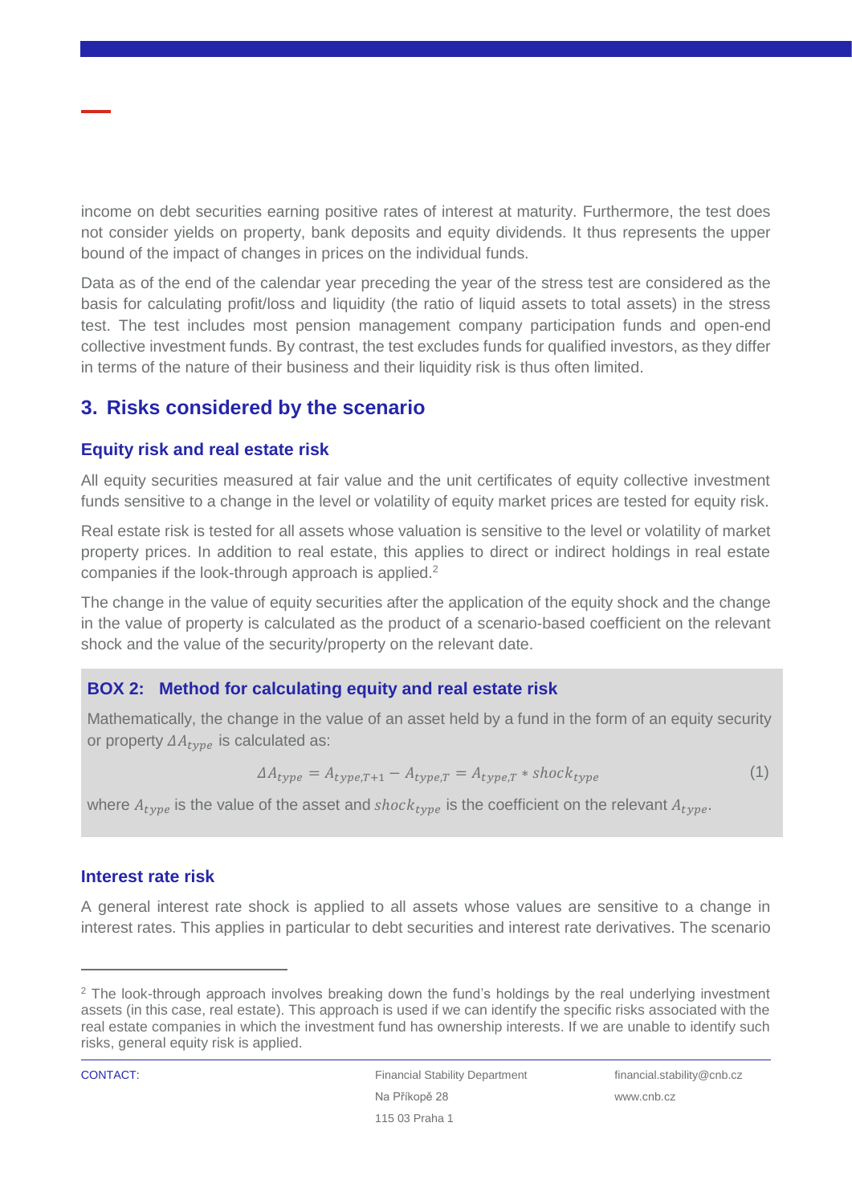income on debt securities earning positive rates of interest at maturity. Furthermore, the test does not consider yields on property, bank deposits and equity dividends. It thus represents the upper bound of the impact of changes in prices on the individual funds.

Data as of the end of the calendar year preceding the year of the stress test are considered as the basis for calculating profit/loss and liquidity (the ratio of liquid assets to total assets) in the stress test. The test includes most pension management company participation funds and open-end collective investment funds. By contrast, the test excludes funds for qualified investors, as they differ in terms of the nature of their business and their liquidity risk is thus often limited.

## 3. Risks considered by the scenario

### Equity risk and real estate risk

All equity securities measured at fair value and the unit certificates of equity collective investment funds sensitive to a change in the level or volatility of equity market prices are tested for equity risk.

Real estate risk is tested for all assets whose valuation is sensitive to the level or volatility of market property prices. In addition to real estate, this applies to direct or indirect holdings in real estate companies if the look-through approach is applied.[2]

The change in the value of equity securities after the application of the equity shock and the change in the value of property is calculated as the product of a scenario-based coefficient on the relevant shock and the value of the security/property on the relevant date.

### BOX 2: Method for calculating equity and real estate risk

Mathematically, the change in the value of an asset held by a fund in the form of an equity security or property $\Delta A_{type}$ is calculated as:

$$\Delta A_{type} = A_{type,T+1} - A_{type,T} = A_{type,T} * shock_{type} \tag{1}$$

where $A_{type}$ is the value of the asset and $shock_{type}$ is the coefficient on the relevant $A_{type}$.

### Interest rate risk

A general interest rate shock is applied to all assets whose values are sensitive to a change in interest rates. This applies in particular to debt securities and interest rate derivatives. The scenario

---

[2] The look-through approach involves breaking down the fund's holdings by the real underlying investment assets (in this case, real estate). This approach is used if we can identify the specific risks associated with the real estate companies in which the investment fund has ownership interests. If we are unable to identify such risks, general equity risk is applied.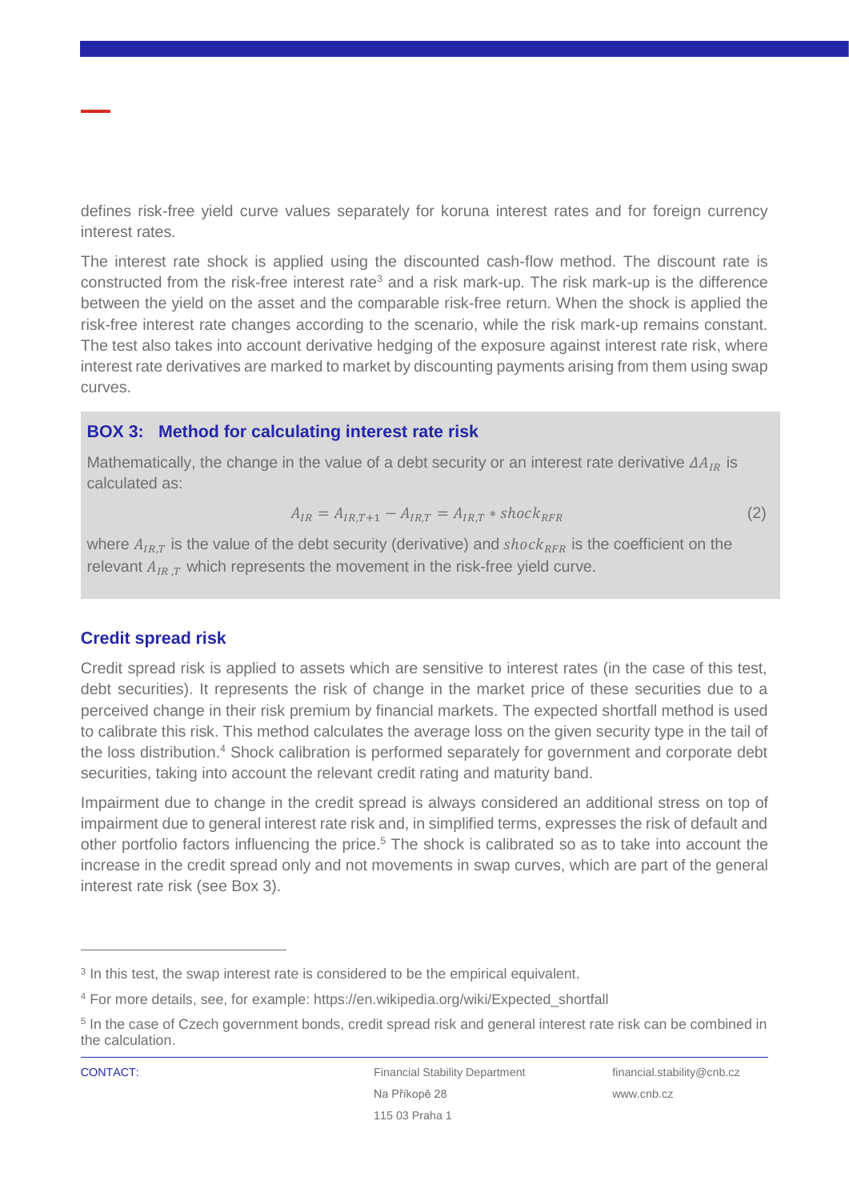defines risk-free yield curve values separately for koruna interest rates and for foreign currency interest rates.

The interest rate shock is applied using the discounted cash-flow method. The discount rate is constructed from the risk-free interest rate[3] and a risk mark-up. The risk mark-up is the difference between the yield on the asset and the comparable risk-free return. When the shock is applied the risk-free interest rate changes according to the scenario, while the risk mark-up remains constant. The test also takes into account derivative hedging of the exposure against interest rate risk, where interest rate derivatives are marked to market by discounting payments arising from them using swap curves.

### BOX 3: Method for calculating interest rate risk

Mathematically, the change in the value of a debt security or an interest rate derivative $\Delta A_{IR}$ is calculated as:

$$A_{IR} = A_{IR,T+1} - A_{IR,T} = A_{IR,T} * shock_{RFR} \quad (2)$$

where $A_{IR,T}$ is the value of the debt security (derivative) and $shock_{RFR}$ is the coefficient on the relevant $A_{IR\,,T}$ which represents the movement in the risk-free yield curve.

### Credit spread risk

Credit spread risk is applied to assets which are sensitive to interest rates (in the case of this test, debt securities). It represents the risk of change in the market price of these securities due to a perceived change in their risk premium by financial markets. The expected shortfall method is used to calibrate this risk. This method calculates the average loss on the given security type in the tail of the loss distribution.[4] Shock calibration is performed separately for government and corporate debt securities, taking into account the relevant credit rating and maturity band.

Impairment due to change in the credit spread is always considered an additional stress on top of impairment due to general interest rate risk and, in simplified terms, expresses the risk of default and other portfolio factors influencing the price.[5] The shock is calibrated so as to take into account the increase in the credit spread only and not movements in swap curves, which are part of the general interest rate risk (see Box 3).

---

[3] In this test, the swap interest rate is considered to be the empirical equivalent.

[4] For more details, see, for example: https://en.wikipedia.org/wiki/Expected_shortfall

[5] In the case of Czech government bonds, credit spread risk and general interest rate risk can be combined in the calculation.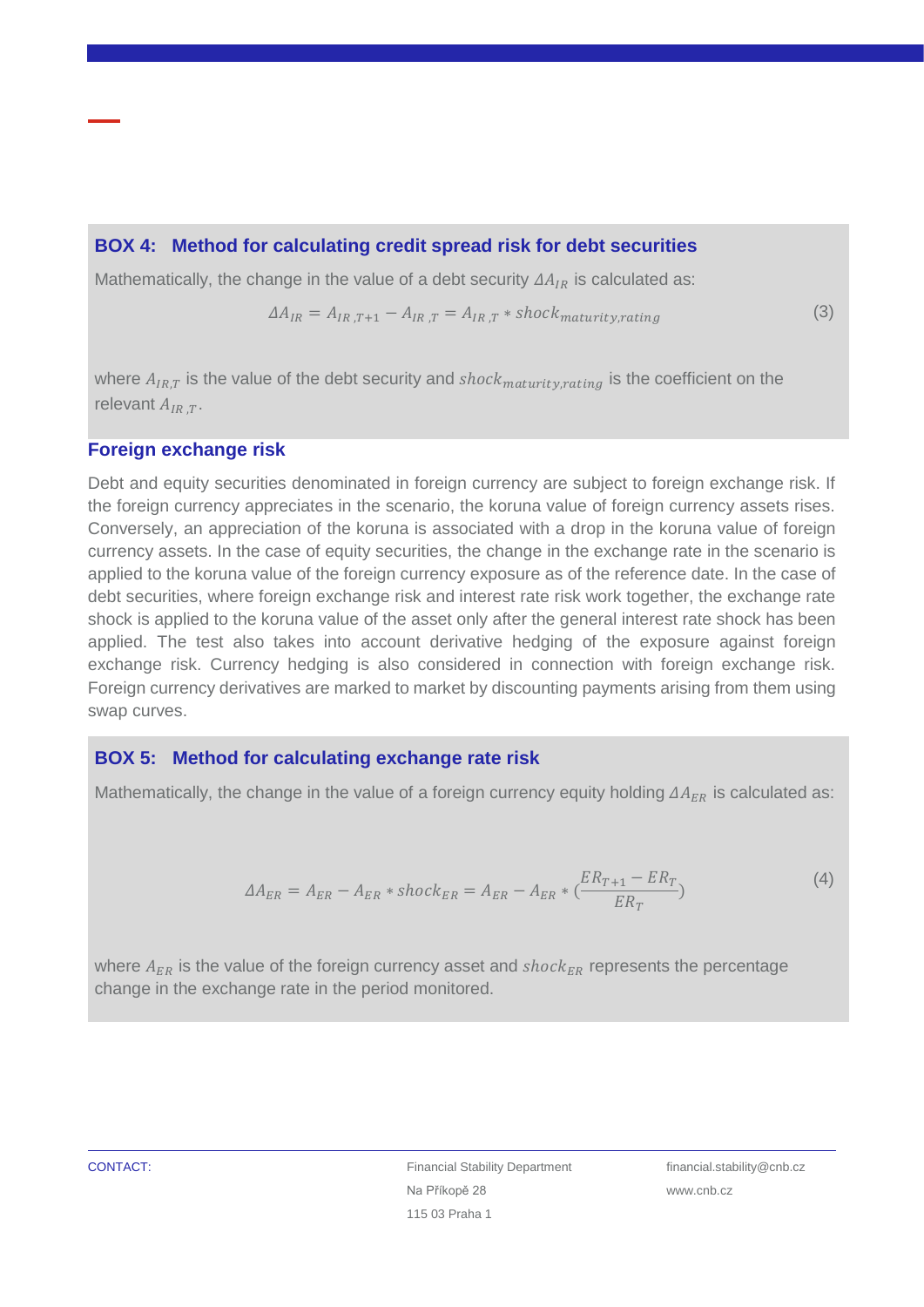### BOX 4: Method for calculating credit spread risk for debt securities

Mathematically, the change in the value of a debt security $\Delta A_{IR}$ is calculated as:

$$\Delta A_{IR} = A_{IR,T+1} - A_{IR,T} = A_{IR,T} * shock_{maturity,rating} \tag{3}$$

where $A_{IR,T}$ is the value of the debt security and $shock_{maturity,rating}$ is the coefficient on the relevant $A_{IR,T}$.

## Foreign exchange risk

Debt and equity securities denominated in foreign currency are subject to foreign exchange risk. If the foreign currency appreciates in the scenario, the koruna value of foreign currency assets rises. Conversely, an appreciation of the koruna is associated with a drop in the koruna value of foreign currency assets. In the case of equity securities, the change in the exchange rate in the scenario is applied to the koruna value of the foreign currency exposure as of the reference date. In the case of debt securities, where foreign exchange risk and interest rate risk work together, the exchange rate shock is applied to the koruna value of the asset only after the general interest rate shock has been applied. The test also takes into account derivative hedging of the exposure against foreign exchange risk. Currency hedging is also considered in connection with foreign exchange risk. Foreign currency derivatives are marked to market by discounting payments arising from them using swap curves.

### BOX 5: Method for calculating exchange rate risk

Mathematically, the change in the value of a foreign currency equity holding $\Delta A_{ER}$ is calculated as:

$$\Delta A_{ER} = A_{ER} - A_{ER} * shock_{ER} = A_{ER} - A_{ER} * \left(\frac{ER_{T+1} - ER_{T}}{ER_{T}}\right) \tag{4}$$

where $A_{ER}$ is the value of the foreign currency asset and $shock_{ER}$ represents the percentage change in the exchange rate in the period monitored.

CONTACT: Financial Stability Department, Na Příkopě 28, 115 03 Praha 1, financial.stability@cnb.cz, www.cnb.cz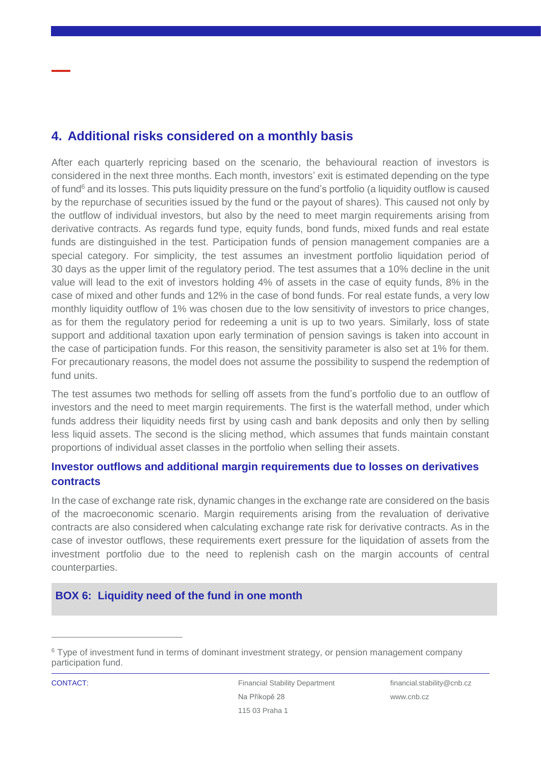## 4. Additional risks considered on a monthly basis

After each quarterly repricing based on the scenario, the behavioural reaction of investors is considered in the next three months. Each month, investors' exit is estimated depending on the type of fund[6] and its losses. This puts liquidity pressure on the fund's portfolio (a liquidity outflow is caused by the repurchase of securities issued by the fund or the payout of shares). This caused not only by the outflow of individual investors, but also by the need to meet margin requirements arising from derivative contracts. As regards fund type, equity funds, bond funds, mixed funds and real estate funds are distinguished in the test. Participation funds of pension management companies are a special category. For simplicity, the test assumes an investment portfolio liquidation period of 30 days as the upper limit of the regulatory period. The test assumes that a 10% decline in the unit value will lead to the exit of investors holding 4% of assets in the case of equity funds, 8% in the case of mixed and other funds and 12% in the case of bond funds. For real estate funds, a very low monthly liquidity outflow of 1% was chosen due to the low sensitivity of investors to price changes, as for them the regulatory period for redeeming a unit is up to two years. Similarly, loss of state support and additional taxation upon early termination of pension savings is taken into account in the case of participation funds. For this reason, the sensitivity parameter is also set at 1% for them. For precautionary reasons, the model does not assume the possibility to suspend the redemption of fund units.

The test assumes two methods for selling off assets from the fund's portfolio due to an outflow of investors and the need to meet margin requirements. The first is the waterfall method, under which funds address their liquidity needs first by using cash and bank deposits and only then by selling less liquid assets. The second is the slicing method, which assumes that funds maintain constant proportions of individual asset classes in the portfolio when selling their assets.

### Investor outflows and additional margin requirements due to losses on derivatives contracts

In the case of exchange rate risk, dynamic changes in the exchange rate are considered on the basis of the macroeconomic scenario. Margin requirements arising from the revaluation of derivative contracts are also considered when calculating exchange rate risk for derivative contracts. As in the case of investor outflows, these requirements exert pressure for the liquidation of assets from the investment portfolio due to the need to replenish cash on the margin accounts of central counterparties.

### BOX 6: Liquidity need of the fund in one month

[6] Type of investment fund in terms of dominant investment strategy, or pension management company participation fund.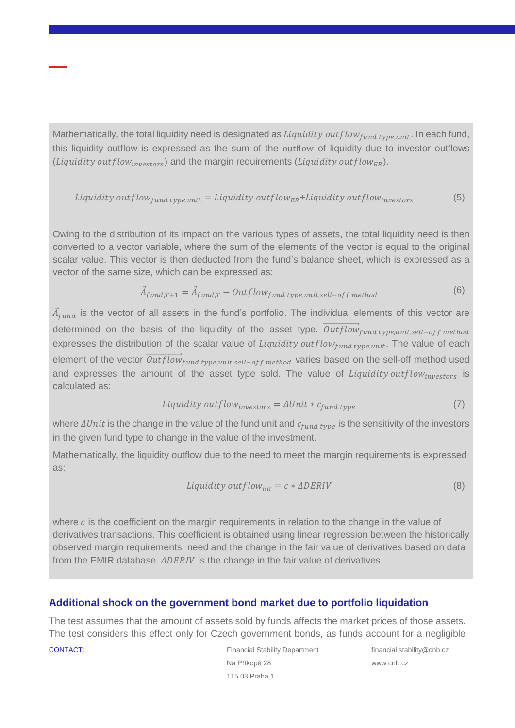Mathematically, the total liquidity need is designated as $Liquidity\ outflow_{fund\ type,unit}$. In each fund, this liquidity outflow is expressed as the sum of the outflow of liquidity due to investor outflows ($Liquidity\ outflow_{investors}$) and the margin requirements ($Liquidity\ outflow_{ER}$).

$$Liquidity\ outflow_{fund\ type,unit} = Liquidity\ outflow_{ER} + Liquidity\ outflow_{investors} \tag{5}$$

Owing to the distribution of its impact on the various types of assets, the total liquidity need is then converted to a vector variable, where the sum of the elements of the vector is equal to the original scalar value. This vector is then deducted from the fund's balance sheet, which is expressed as a vector of the same size, which can be expressed as:

$$\vec{A}_{fund,T+1} = \vec{A}_{fund,T} - Outflow_{fund\ type,unit,sell-off\ method} \tag{6}$$

$\vec{A}_{fund}$ is the vector of all assets in the fund's portfolio. The individual elements of this vector are determined on the basis of the liquidity of the asset type. $\overrightarrow{Outflow}_{fund\ type,unit,sell-off\ method}$ expresses the distribution of the scalar value of $Liquidity\ outflow_{fund\ type,unit}$. The value of each element of the vector $\overrightarrow{Outflow}_{fund\ type,unit,sell-off\ method}$ varies based on the sell-off method used and expresses the amount of the asset type sold. The value of $Liquidity\ outflow_{investors}$ is calculated as:

$$Liquidity\ outflow_{investors} = \Delta Unit * c_{fund\ type} \tag{7}$$

where $\Delta Unit$ is the change in the value of the fund unit and $c_{fund\ type}$ is the sensitivity of the investors in the given fund type to change in the value of the investment.

Mathematically, the liquidity outflow due to the need to meet the margin requirements is expressed as:

$$Liquidity\ outflow_{ER} = c * \Delta DERIV \tag{8}$$

where $c$ is the coefficient on the margin requirements in relation to the change in the value of derivatives transactions. This coefficient is obtained using linear regression between the historically observed margin requirements need and the change in the fair value of derivatives based on data from the EMIR database. $\Delta DERIV$ is the change in the fair value of derivatives.

## Additional shock on the government bond market due to portfolio liquidation

The test assumes that the amount of assets sold by funds affects the market prices of those assets. The test considers this effect only for Czech government bonds, as funds account for a negligible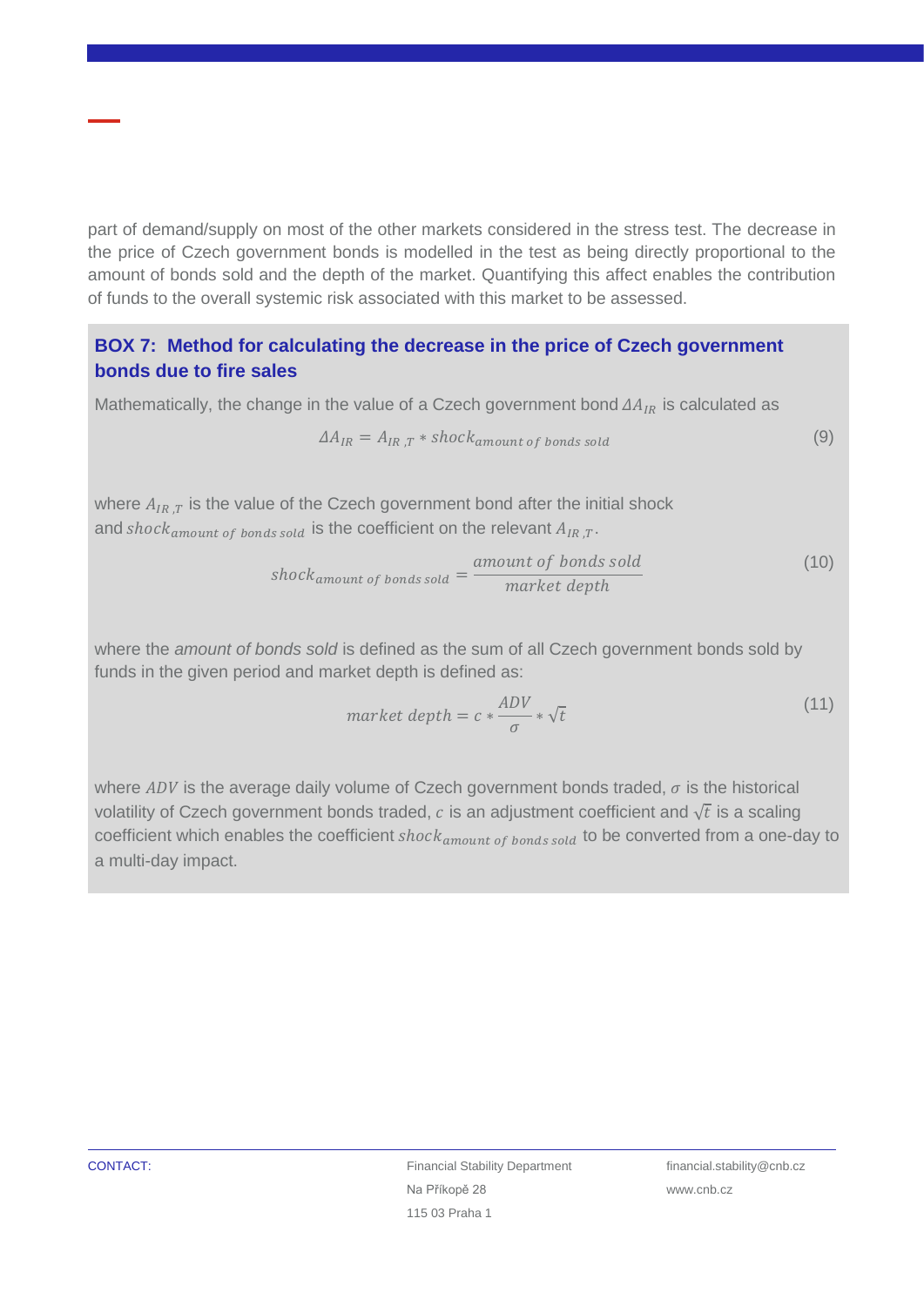part of demand/supply on most of the other markets considered in the stress test. The decrease in the price of Czech government bonds is modelled in the test as being directly proportional to the amount of bonds sold and the depth of the market. Quantifying this affect enables the contribution of funds to the overall systemic risk associated with this market to be assessed.

### BOX 7: Method for calculating the decrease in the price of Czech government bonds due to fire sales

Mathematically, the change in the value of a Czech government bond $\Delta A_{IR}$ is calculated as

$$\Delta A_{IR} = A_{IR,T} * shock_{amount\ of\ bonds\ sold} \tag{9}$$

where $A_{IR,T}$ is the value of the Czech government bond after the initial shock and $shock_{amount\ of\ bonds\ sold}$ is the coefficient on the relevant $A_{IR,T}$.

$$shock_{amount\ of\ bonds\ sold} = \frac{amount\ of\ bonds\ sold}{market\ depth} \tag{10}$$

where the *amount of bonds sold* is defined as the sum of all Czech government bonds sold by funds in the given period and market depth is defined as:

$$market\ depth = c * \frac{ADV}{\sigma} * \sqrt{t} \tag{11}$$

where $ADV$ is the average daily volume of Czech government bonds traded, $\sigma$ is the historical volatility of Czech government bonds traded, $c$ is an adjustment coefficient and $\sqrt{t}$ is a scaling coefficient which enables the coefficient $shock_{amount\ of\ bonds\ sold}$ to be converted from a one-day to a multi-day impact.

CONTACT:

Financial Stability Department
Na Příkopě 28
115 03 Praha 1

financial.stability@cnb.cz
www.cnb.cz